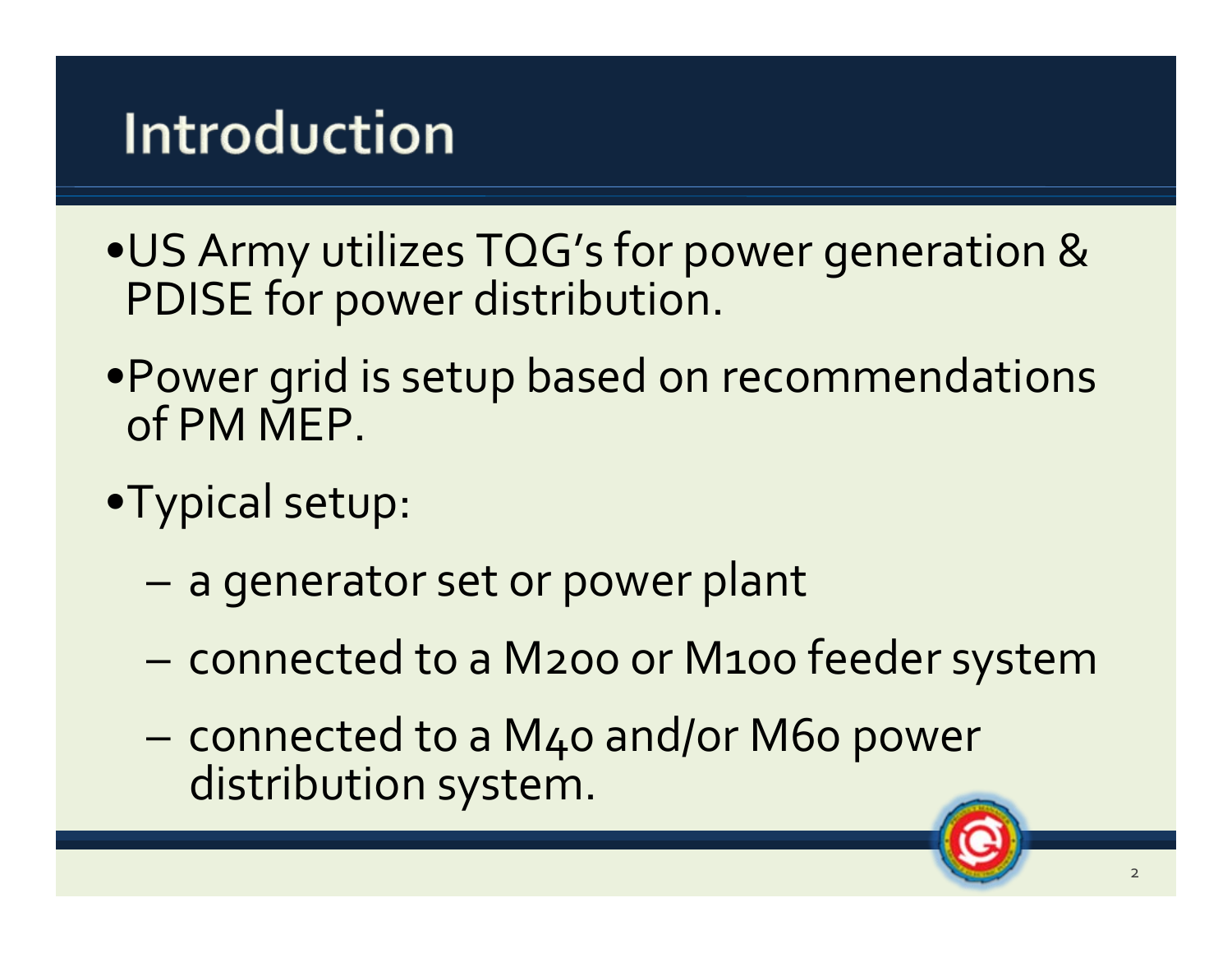# Introduction

- US Army utilizes TQG's for power generation & PDISE for power distribution.
- Power grid is setup based on recommendations of PM MEP.
- Typical setup:
  - a generator set or power plant
  - connected to a M200 or M100 feeder system
  - connected to a M40 and/or M60 power distribution system.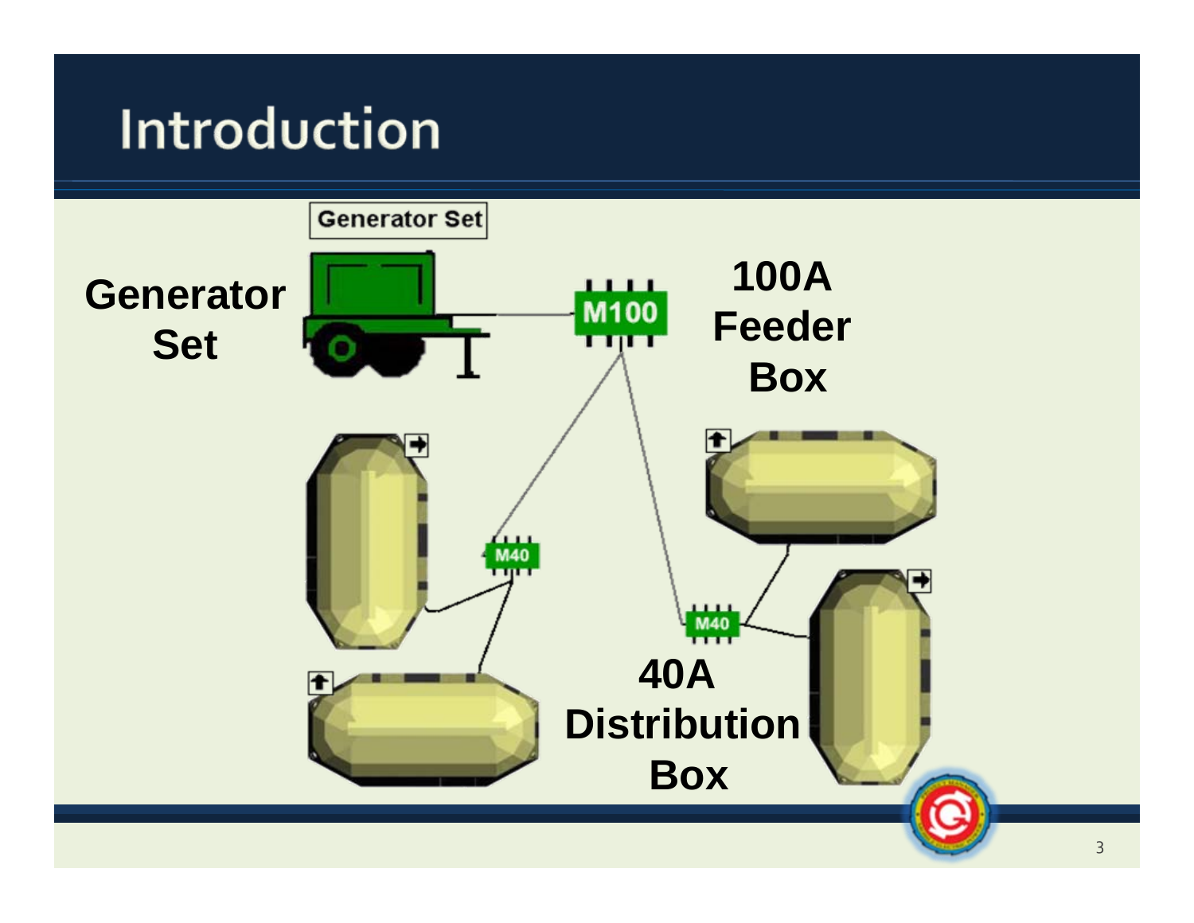# Introduction

Generator Set

Generator Set

M100

100A Feeder Box

M40

M40

40A Distribution Box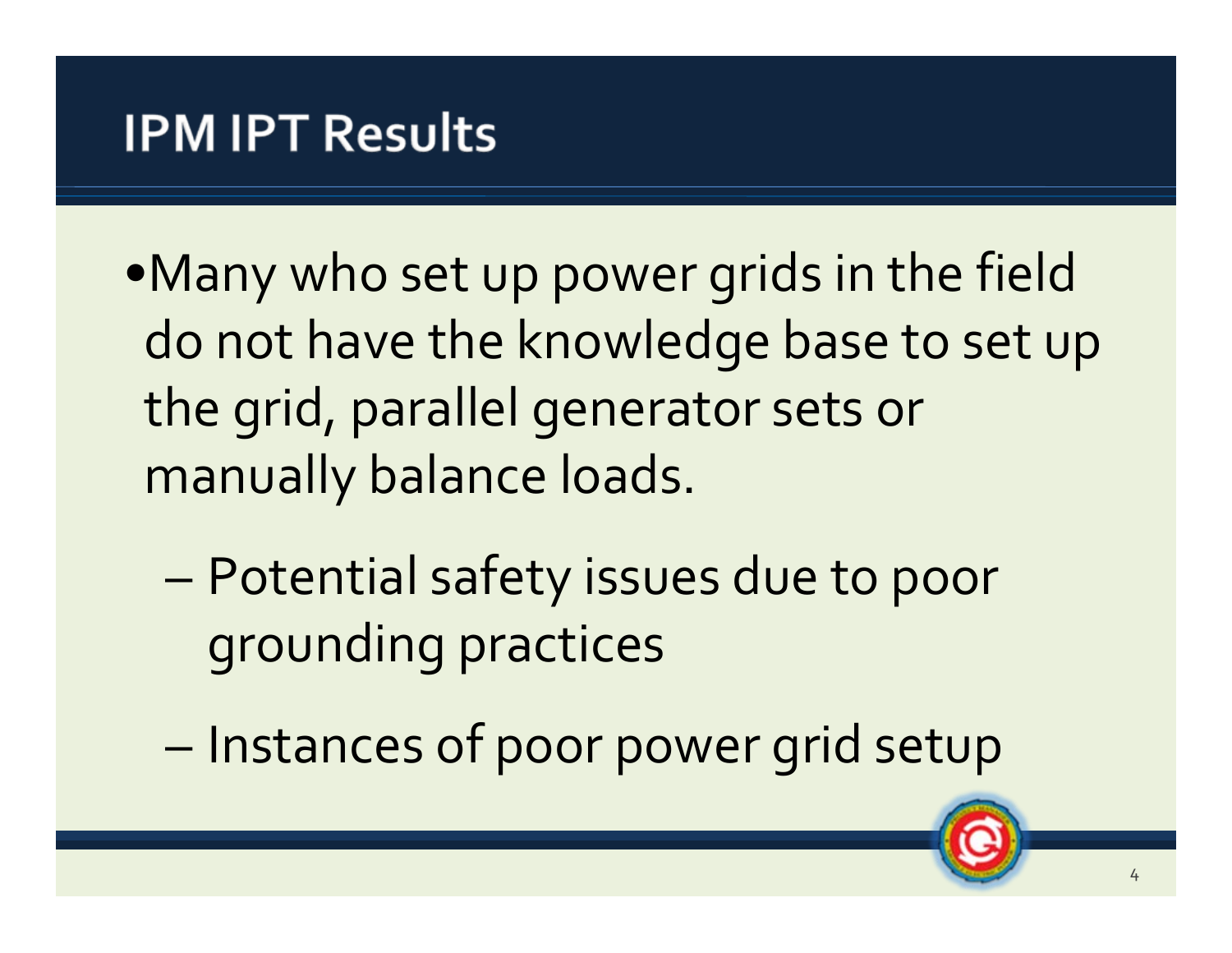# IPM IPT Results

- Many who set up power grids in the field do not have the knowledge base to set up the grid, parallel generator sets or manually balance loads.
  - Potential safety issues due to poor grounding practices
  - Instances of poor power grid setup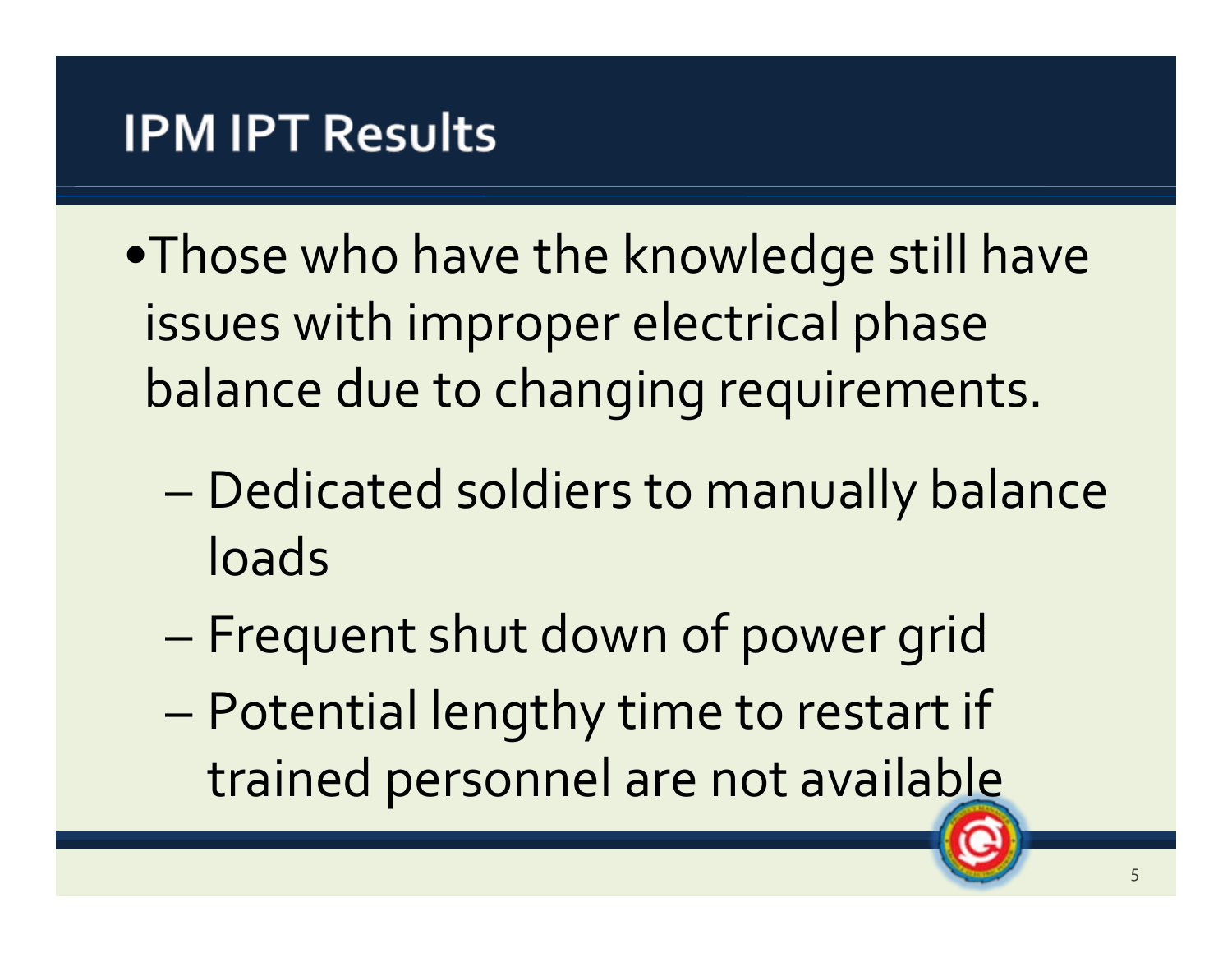# IPM IPT Results

- Those who have the knowledge still have issues with improper electrical phase balance due to changing requirements.
  - Dedicated soldiers to manually balance loads
  - Frequent shut down of power grid
  - Potential lengthy time to restart if trained personnel are not available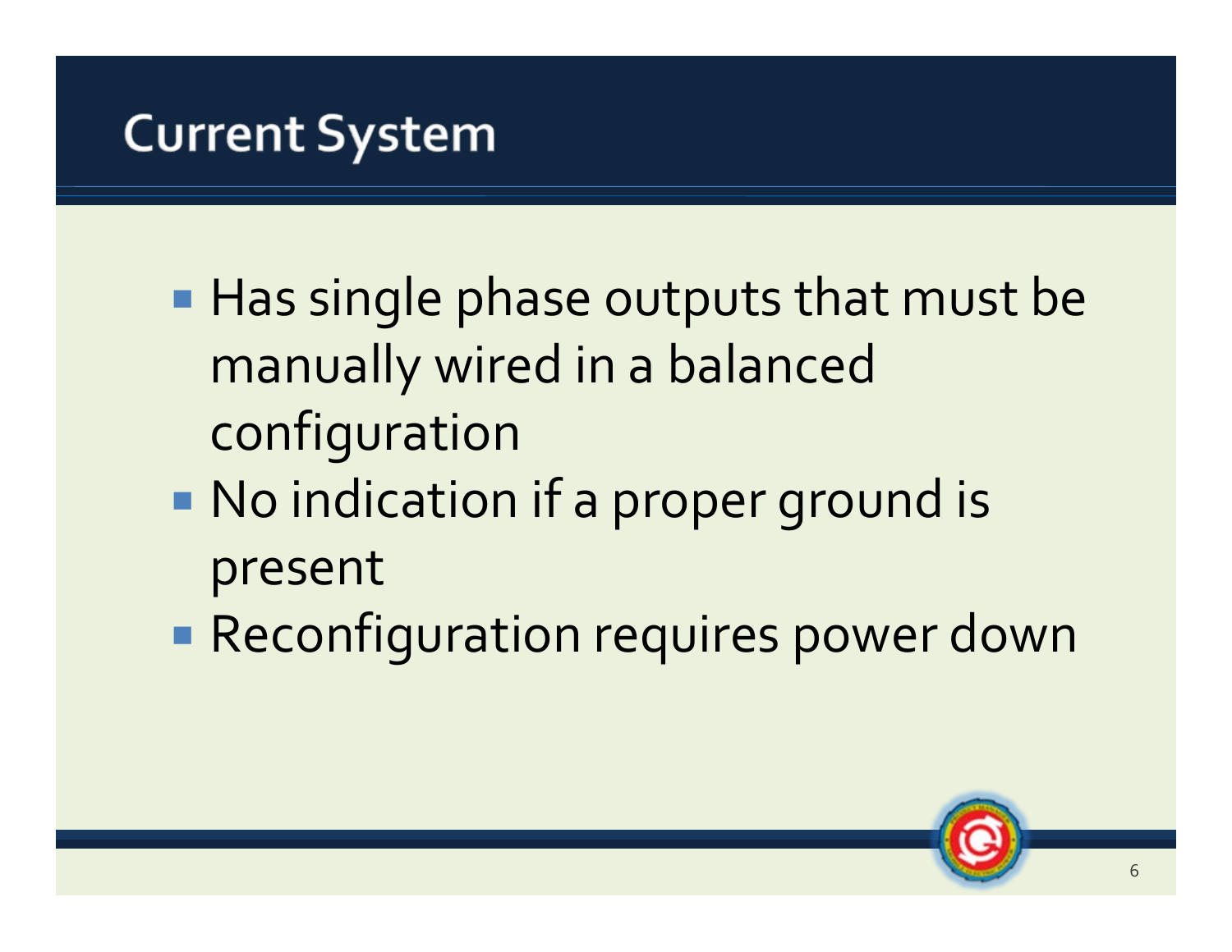# Current System

- Has single phase outputs that must be manually wired in a balanced configuration
- No indication if a proper ground is present
- Reconfiguration requires power down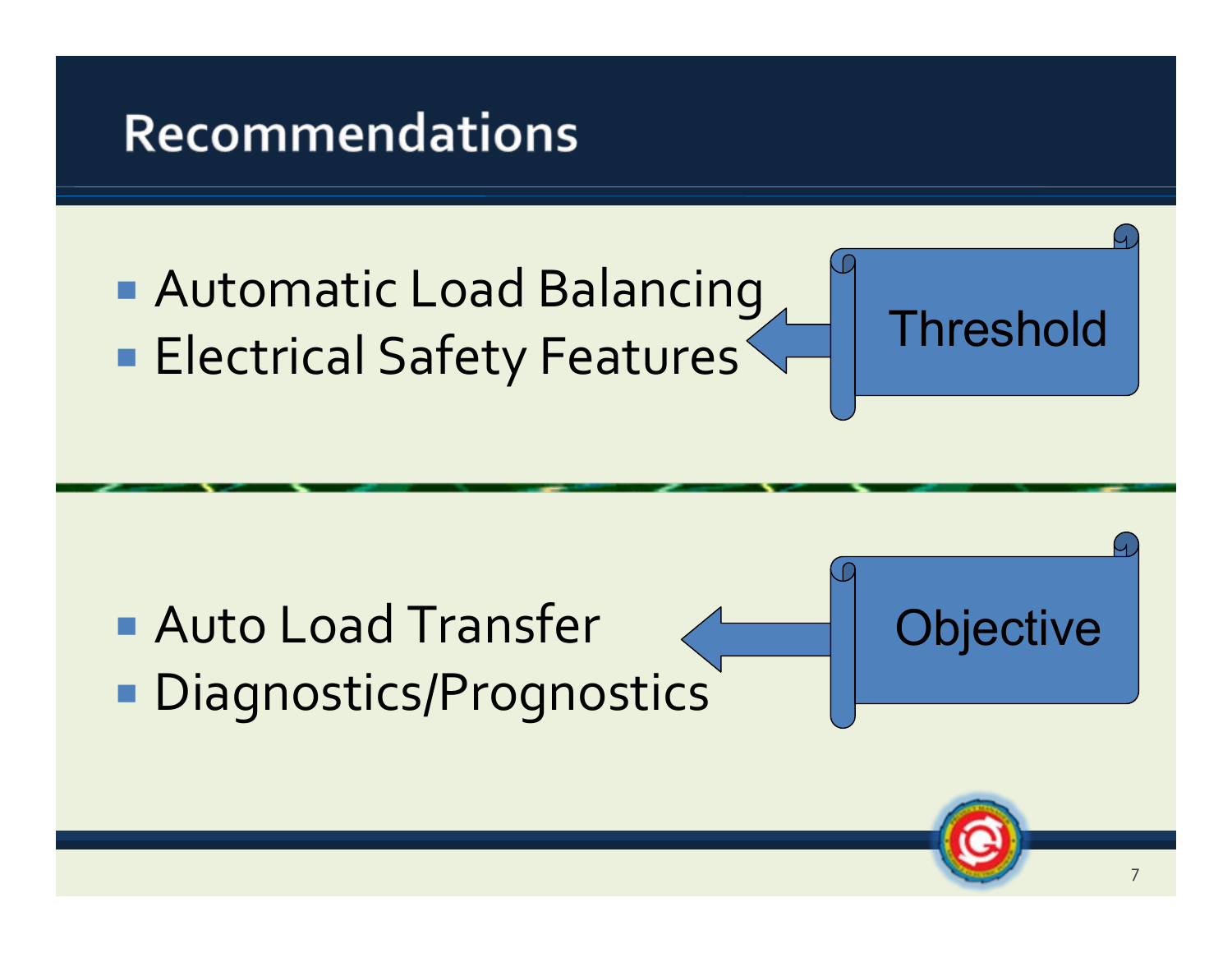# Recommendations

- Automatic Load Balancing
- Electrical Safety Features

Threshold

- Auto Load Transfer
- Diagnostics/Prognostics

Objective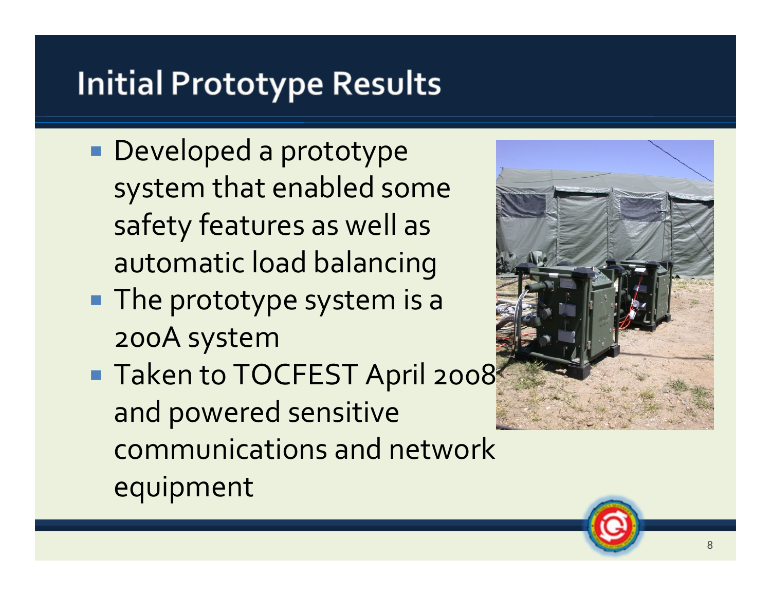# Initial Prototype Results

- Developed a prototype system that enabled some safety features as well as automatic load balancing
- The prototype system is a 200A system
- Taken to TOCFEST April 2008 and powered sensitive communications and network equipment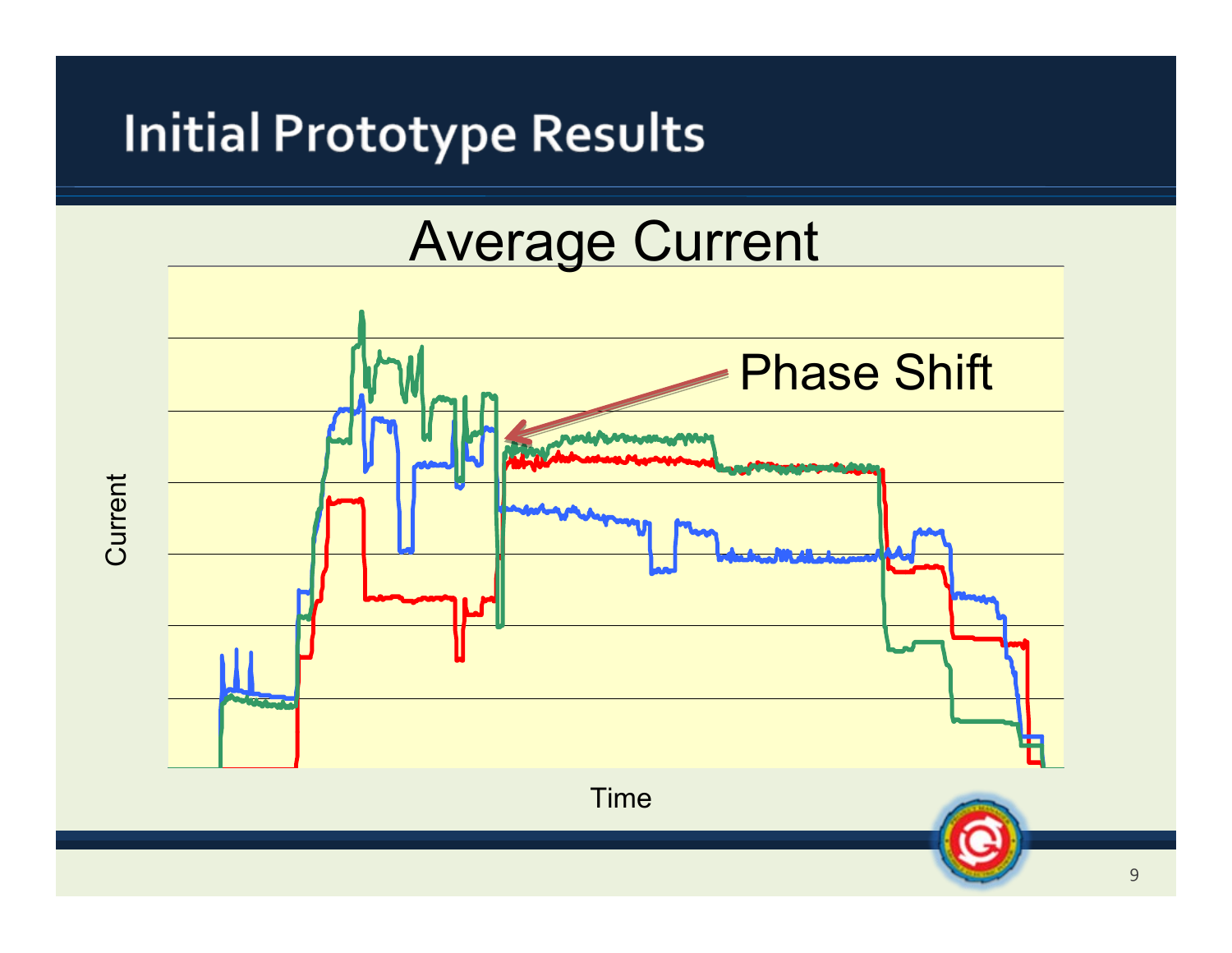# Initial Prototype Results

Average Current

Phase Shift

Current

Time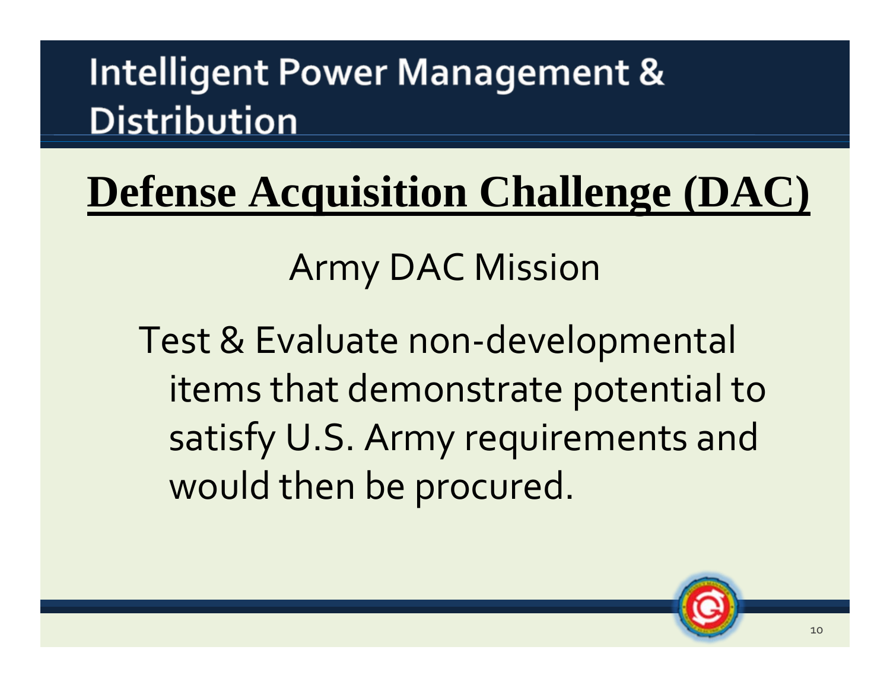# Intelligent Power Management & Distribution

## Defense Acquisition Challenge (DAC)

Army DAC Mission

Test & Evaluate non-developmental items that demonstrate potential to satisfy U.S. Army requirements and would then be procured.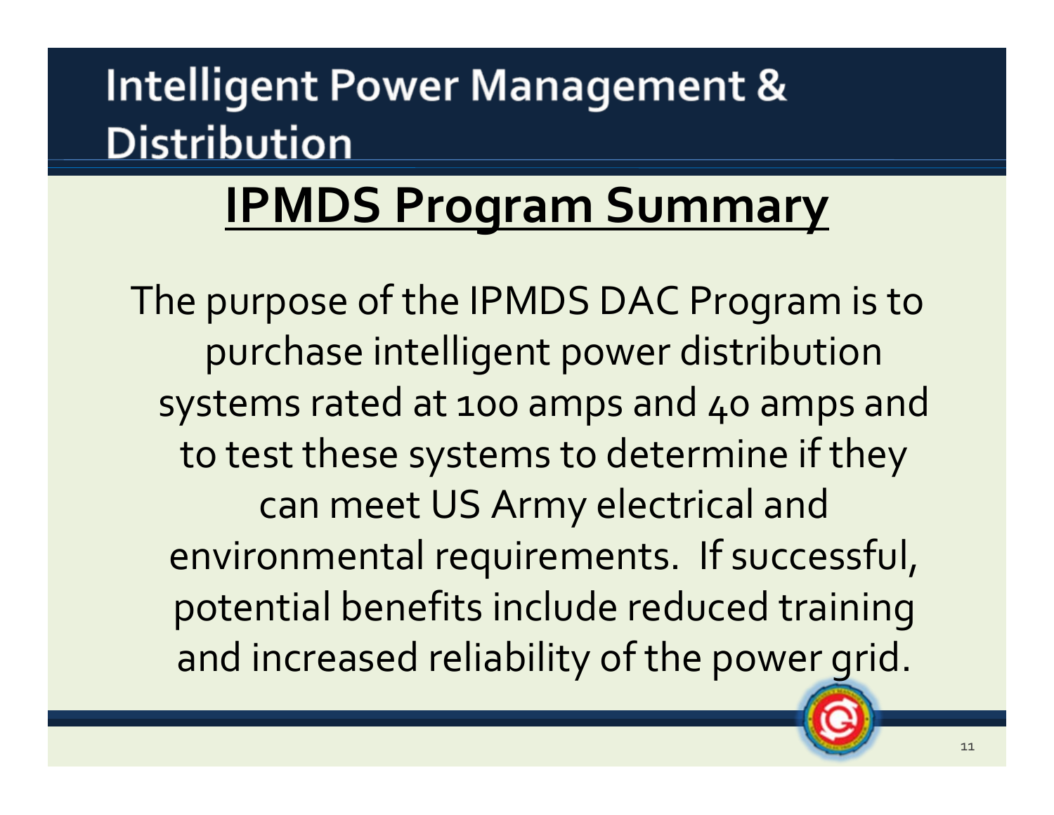# Intelligent Power Management & Distribution

## IPMDS Program Summary

The purpose of the IPMDS DAC Program is to purchase intelligent power distribution systems rated at 100 amps and 40 amps and to test these systems to determine if they can meet US Army electrical and environmental requirements. If successful, potential benefits include reduced training and increased reliability of the power grid.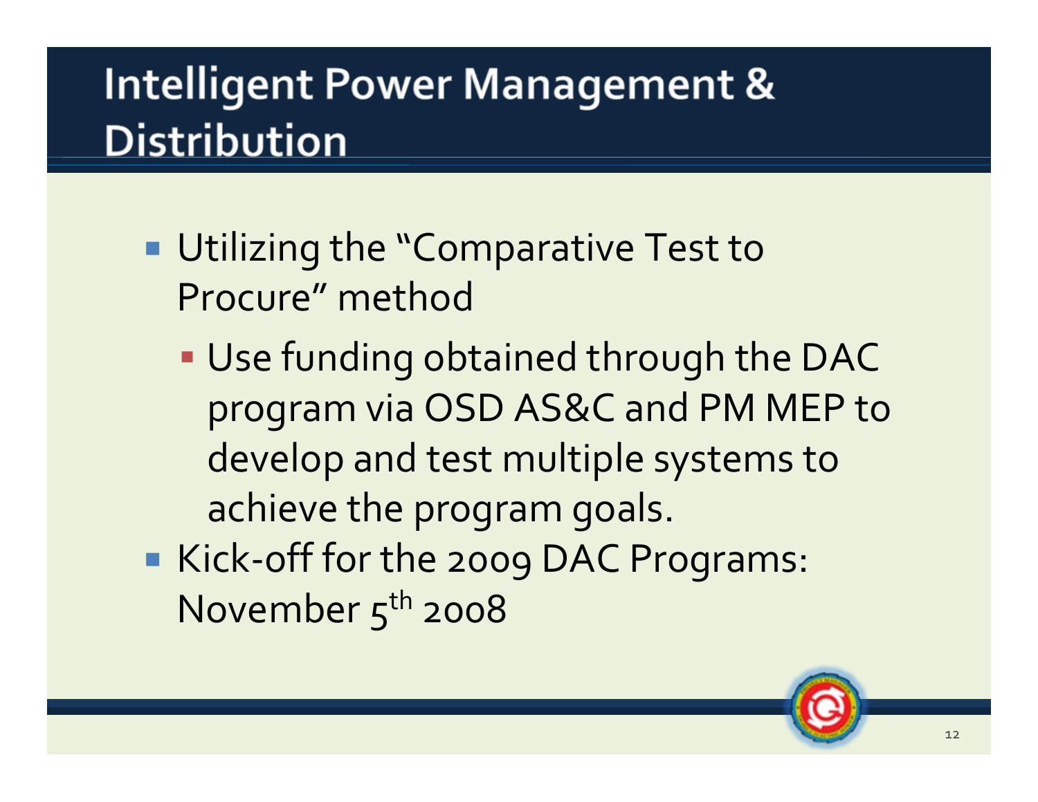# Intelligent Power Management & Distribution

- Utilizing the "Comparative Test to Procure" method
  - Use funding obtained through the DAC program via OSD AS&C and PM MEP to develop and test multiple systems to achieve the program goals.
- Kick-off for the 2009 DAC Programs: November 5th 2008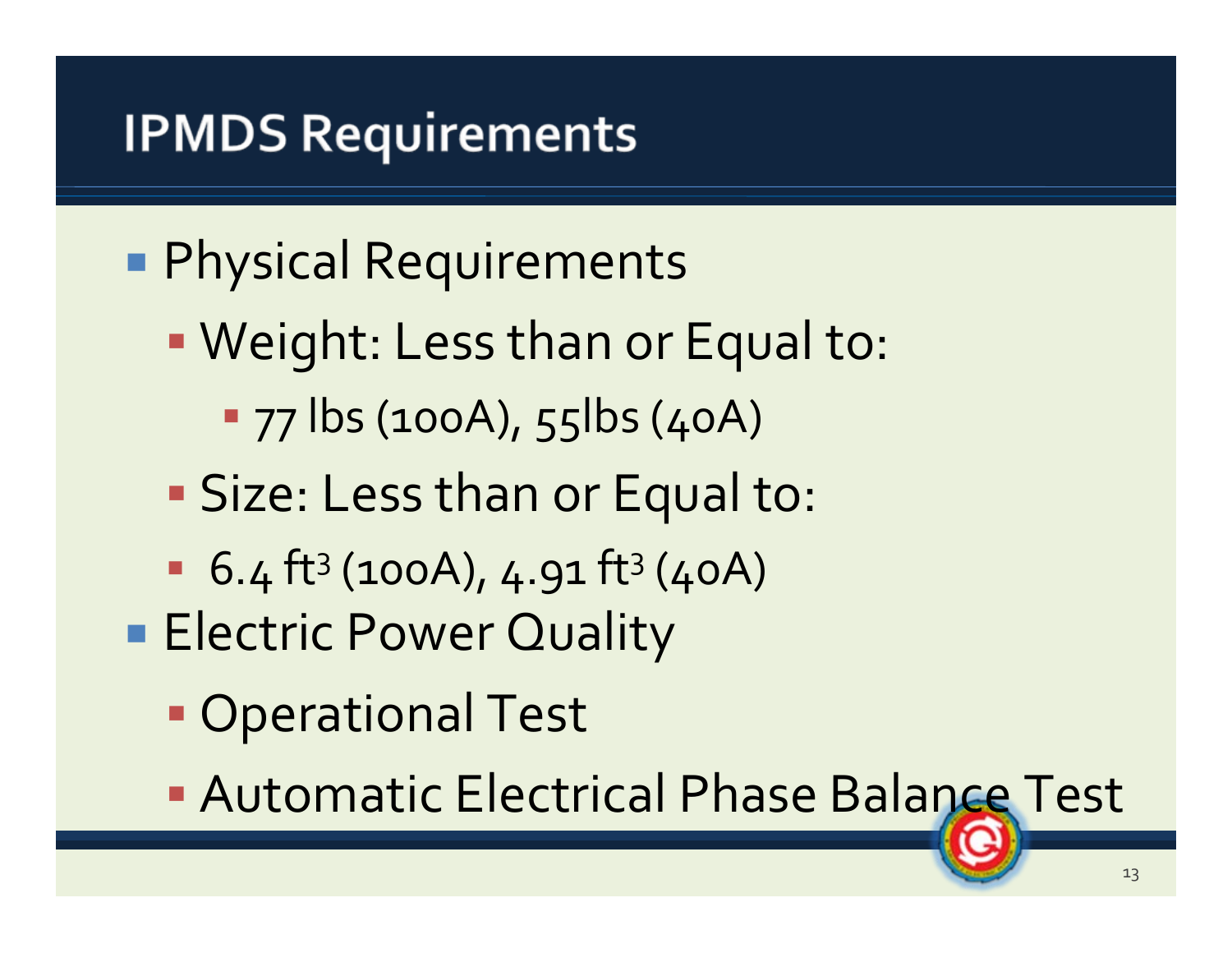# IPMDS Requirements

- Physical Requirements
  - Weight: Less than or Equal to:
    - 77 lbs (100A), 55lbs (40A)
  - Size: Less than or Equal to:
  - 6.4 $ft^3$ (100A), 4.91 $ft^3$ (40A)
- Electric Power Quality
  - Operational Test
  - Automatic Electrical Phase Balance Test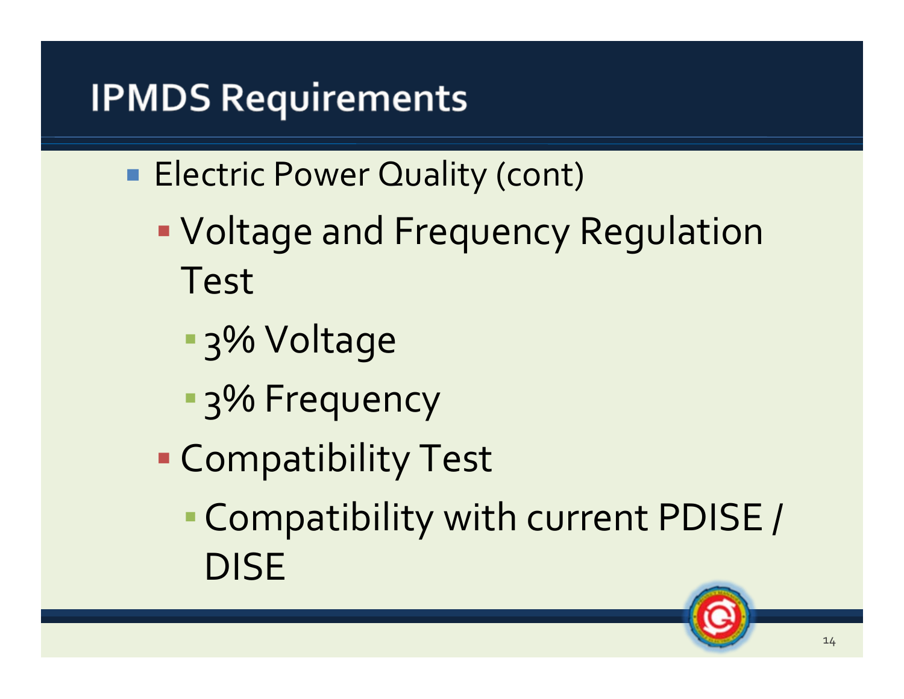# IPMDS Requirements

- Electric Power Quality (cont)
  - Voltage and Frequency Regulation Test
    - 3% Voltage
    - 3% Frequency
  - Compatibility Test
    - Compatibility with current PDISE / DISE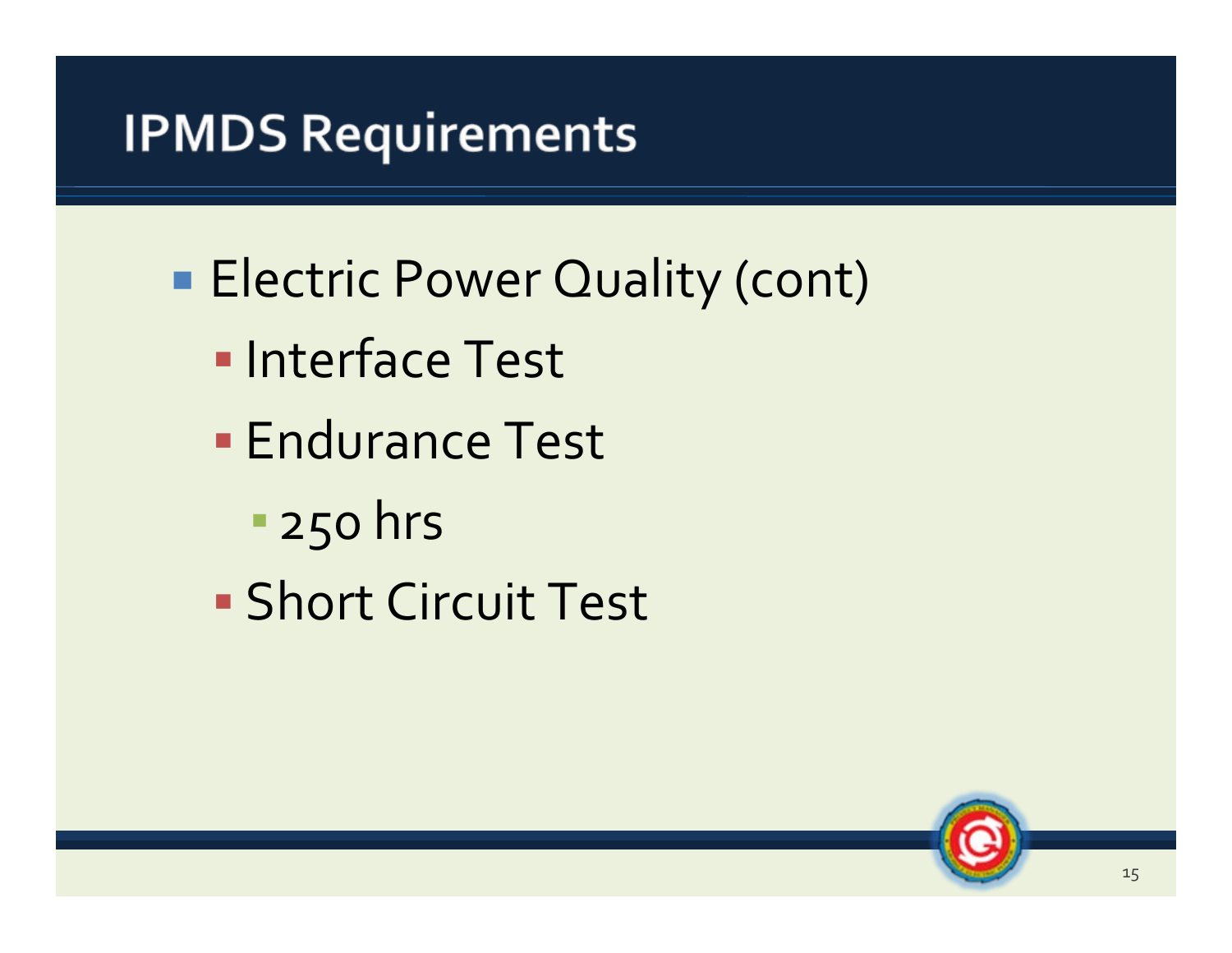# IPMDS Requirements

- Electric Power Quality (cont)
  - Interface Test
  - Endurance Test
    - 250 hrs
  - Short Circuit Test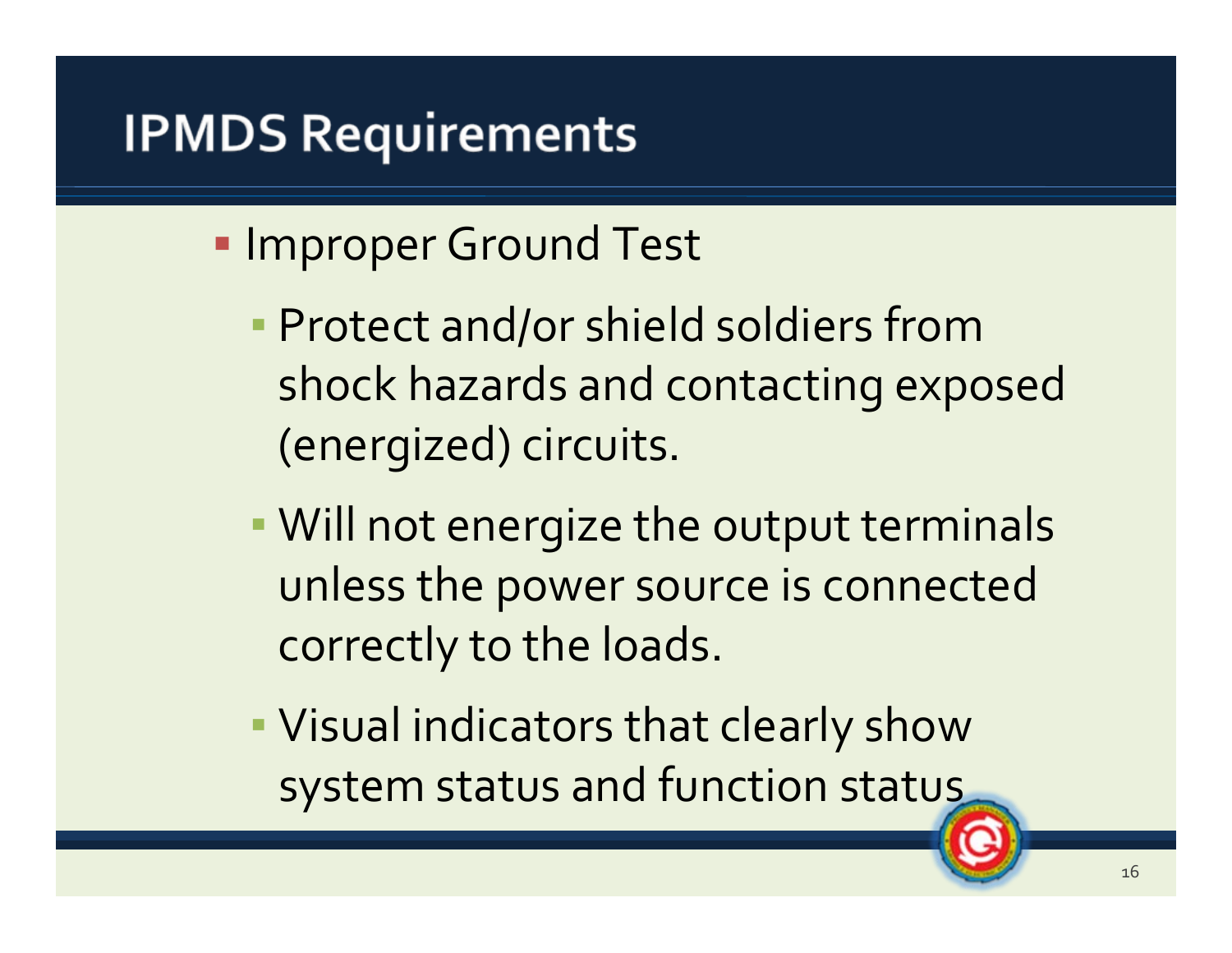# IPMDS Requirements

- Improper Ground Test
  - Protect and/or shield soldiers from shock hazards and contacting exposed (energized) circuits.
  - Will not energize the output terminals unless the power source is connected correctly to the loads.
  - Visual indicators that clearly show system status and function status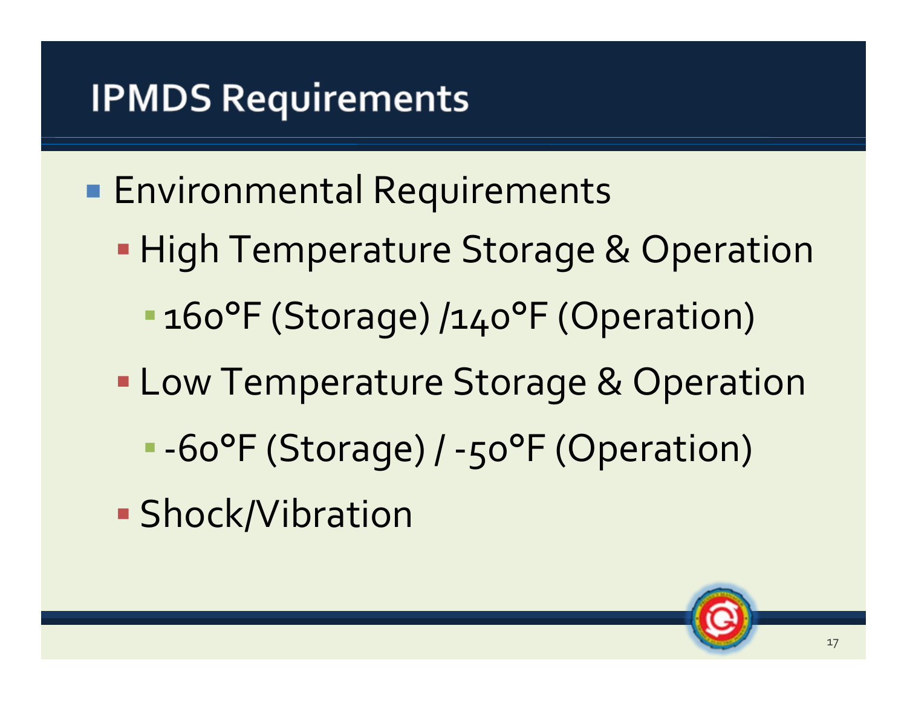# IPMDS Requirements

- Environmental Requirements
  - High Temperature Storage & Operation
    - 160°F (Storage) /140°F (Operation)
  - Low Temperature Storage & Operation
    - -60°F (Storage) / -50°F (Operation)
  - Shock/Vibration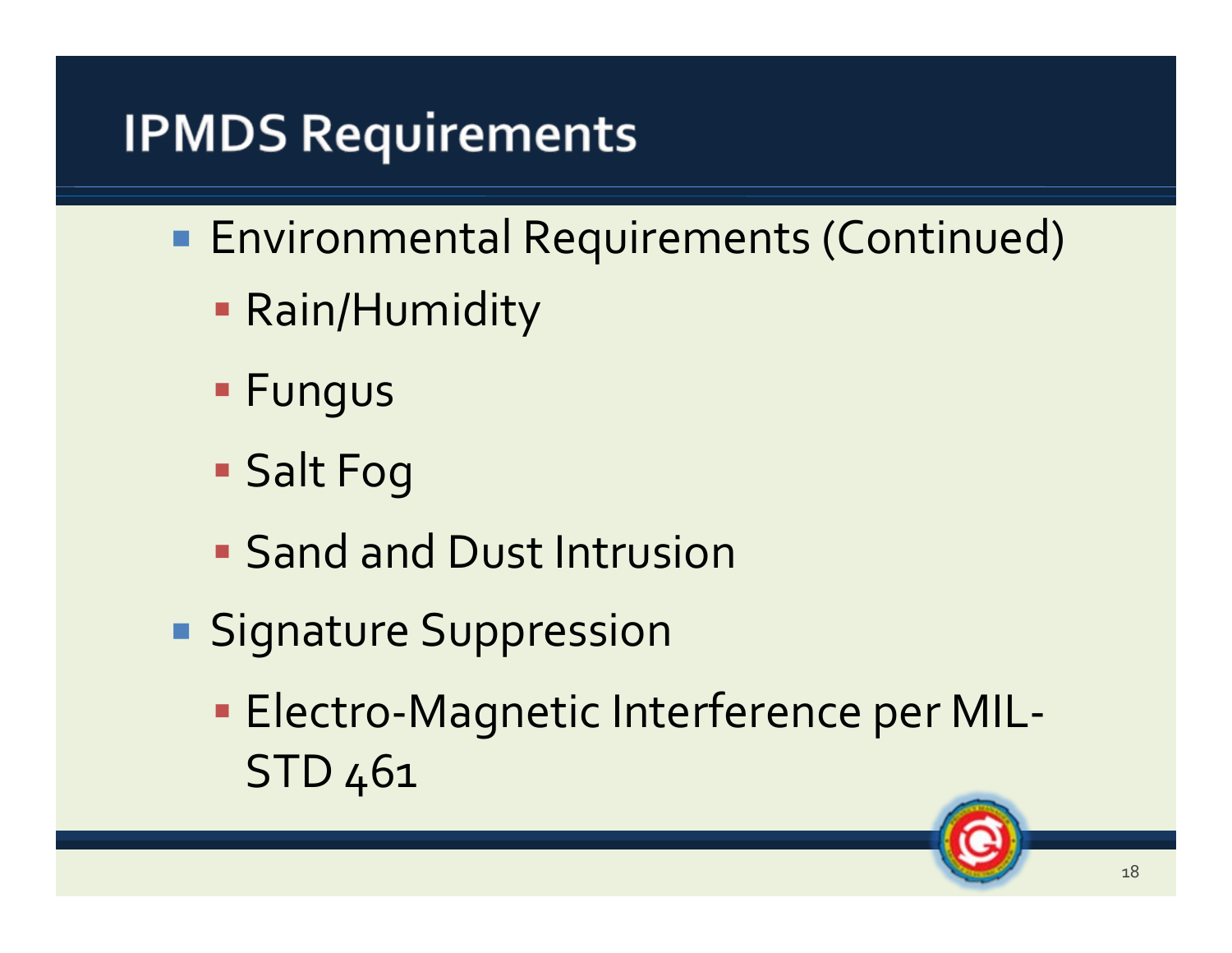# IPMDS Requirements

- Environmental Requirements (Continued)
  - Rain/Humidity
  - Fungus
  - Salt Fog
  - Sand and Dust Intrusion
- Signature Suppression
  - Electro-Magnetic Interference per MIL-STD 461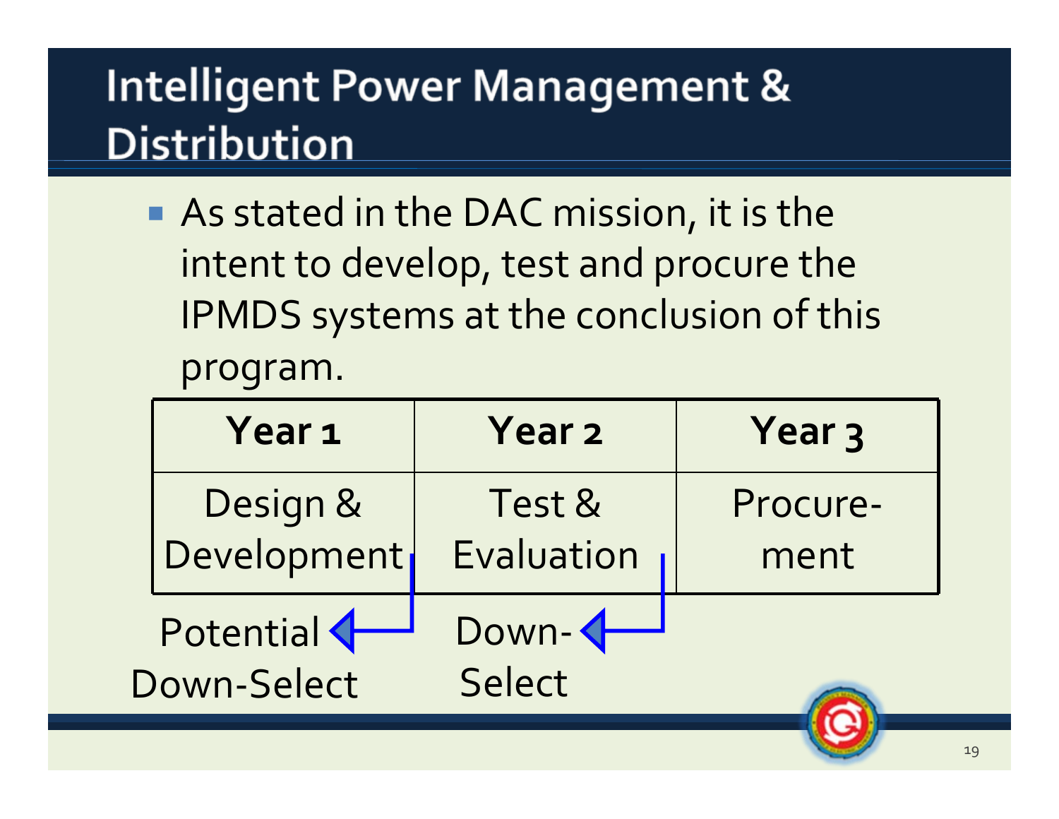# Intelligent Power Management & Distribution

- As stated in the DAC mission, it is the intent to develop, test and procure the IPMDS systems at the conclusion of this program.

| Year 1 | Year 2 | Year 3 |
| --- | --- | --- |
| Design & Development | Test & Evaluation | Procure-ment |

Potential Down-Select

Down-Select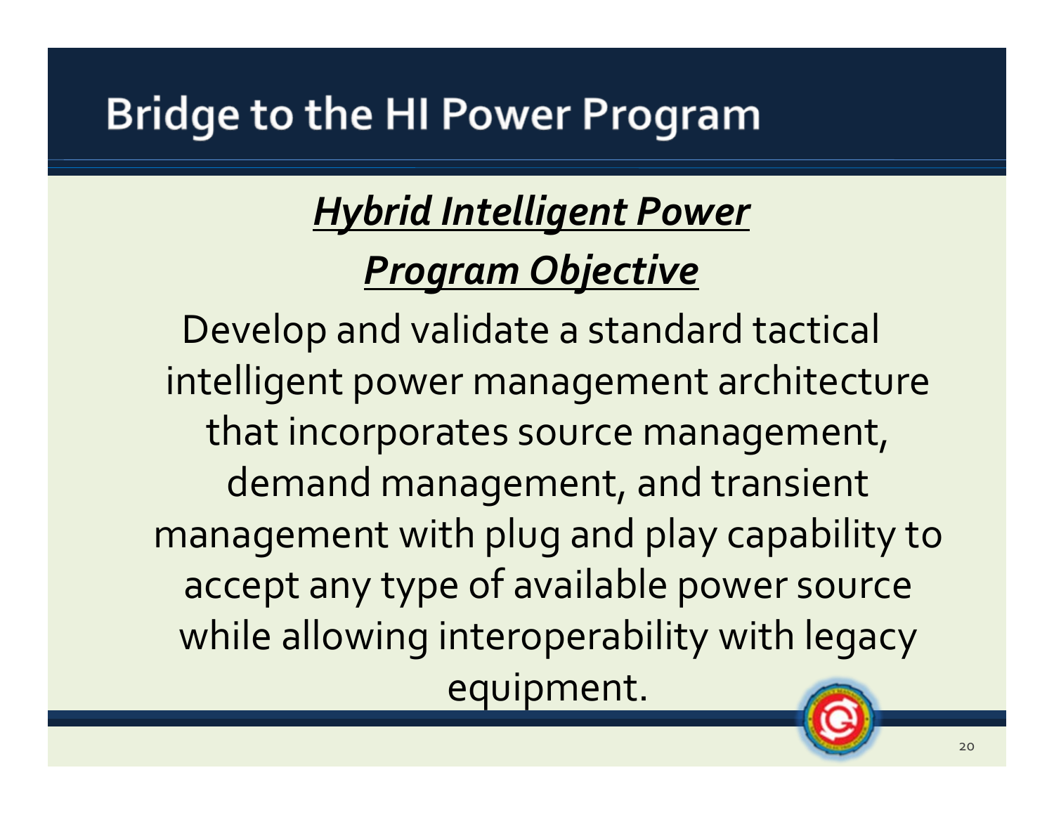# Bridge to the HI Power Program

***Hybrid Intelligent Power***

***Program Objective***

Develop and validate a standard tactical intelligent power management architecture that incorporates source management, demand management, and transient management with plug and play capability to accept any type of available power source while allowing interoperability with legacy equipment.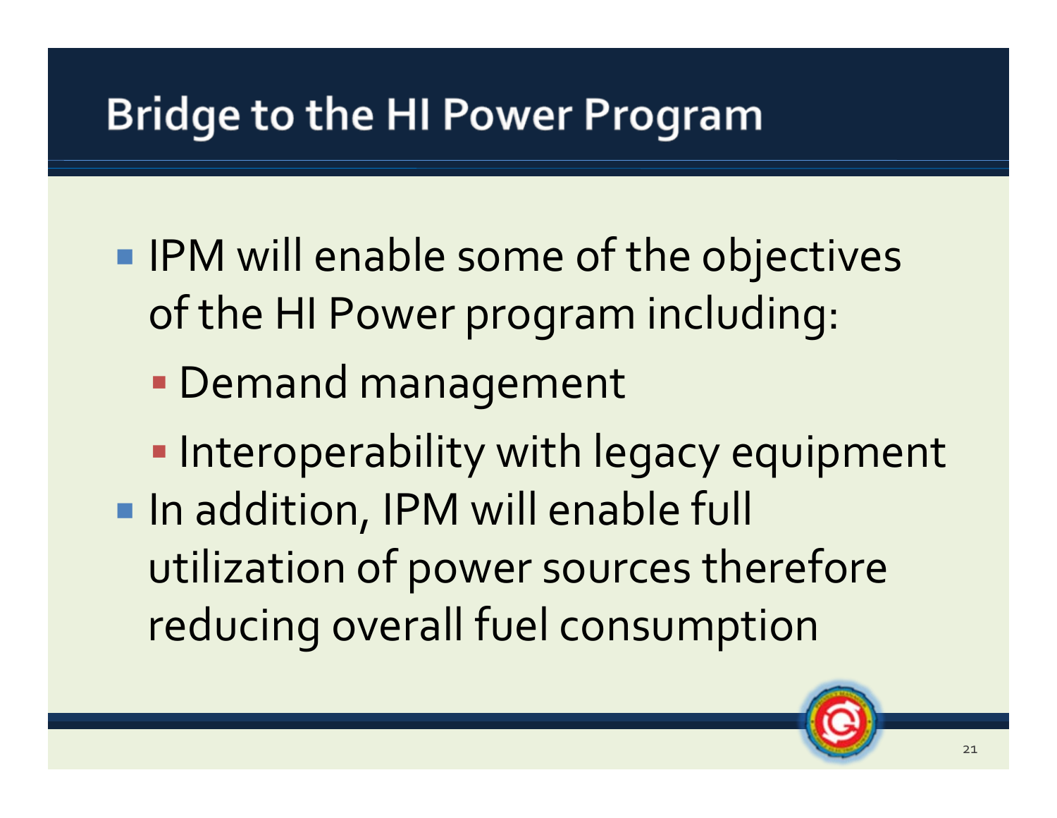# Bridge to the HI Power Program

- IPM will enable some of the objectives of the HI Power program including:
  - Demand management
  - Interoperability with legacy equipment
- In addition, IPM will enable full utilization of power sources therefore reducing overall fuel consumption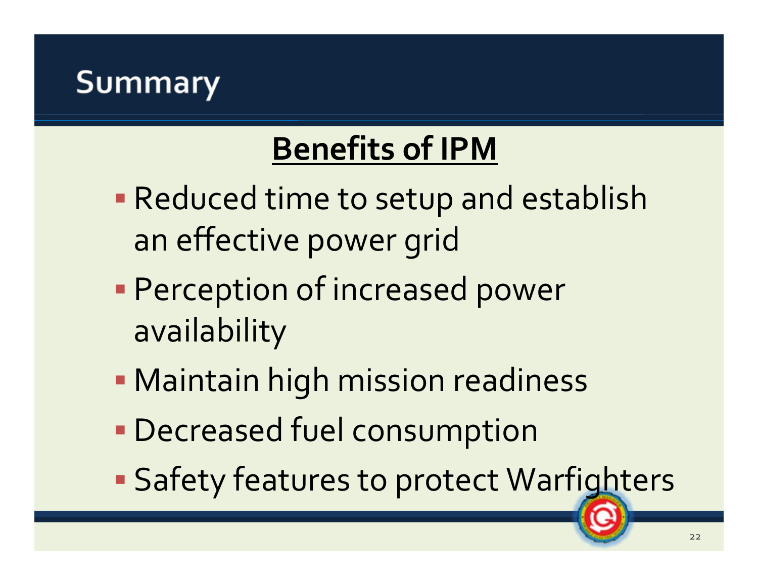# Summary

## Benefits of IPM

- Reduced time to setup and establish an effective power grid
- Perception of increased power availability
- Maintain high mission readiness
- Decreased fuel consumption
- Safety features to protect Warfighters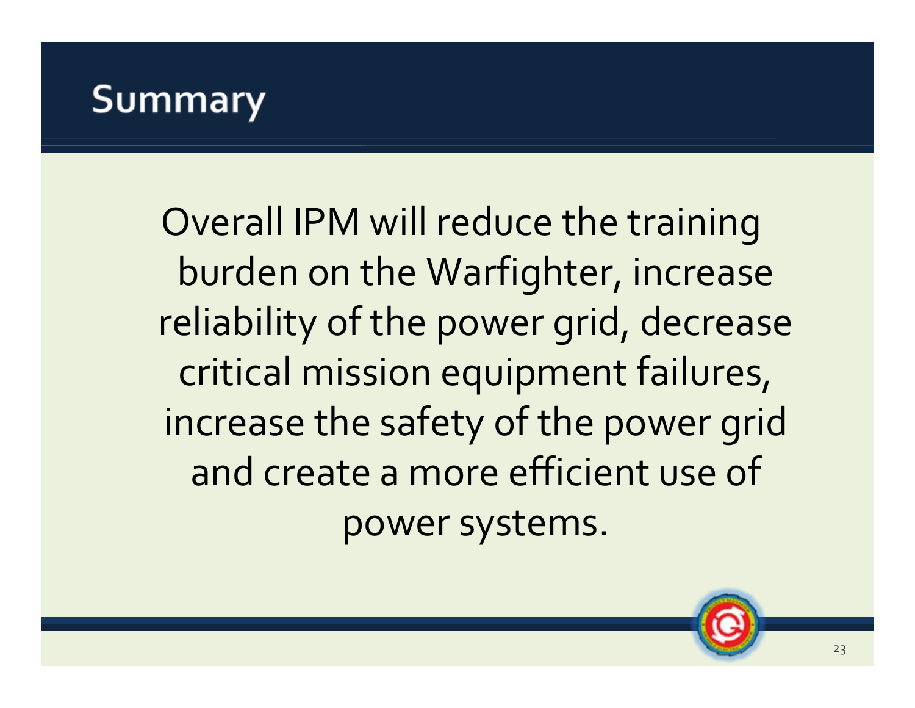# Summary

Overall IPM will reduce the training burden on the Warfighter, increase reliability of the power grid, decrease critical mission equipment failures, increase the safety of the power grid and create a more efficient use of power systems.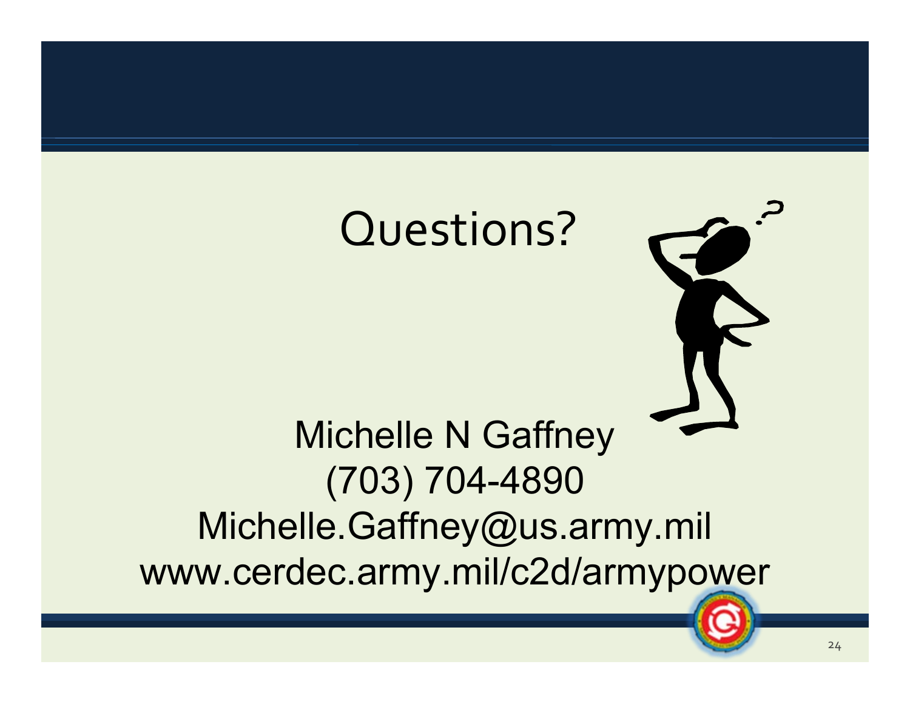# Questions?

Michelle N Gaffney

(703) 704-4890

Michelle.Gaffney@us.army.mil

www.cerdec.army.mil/c2d/armypower